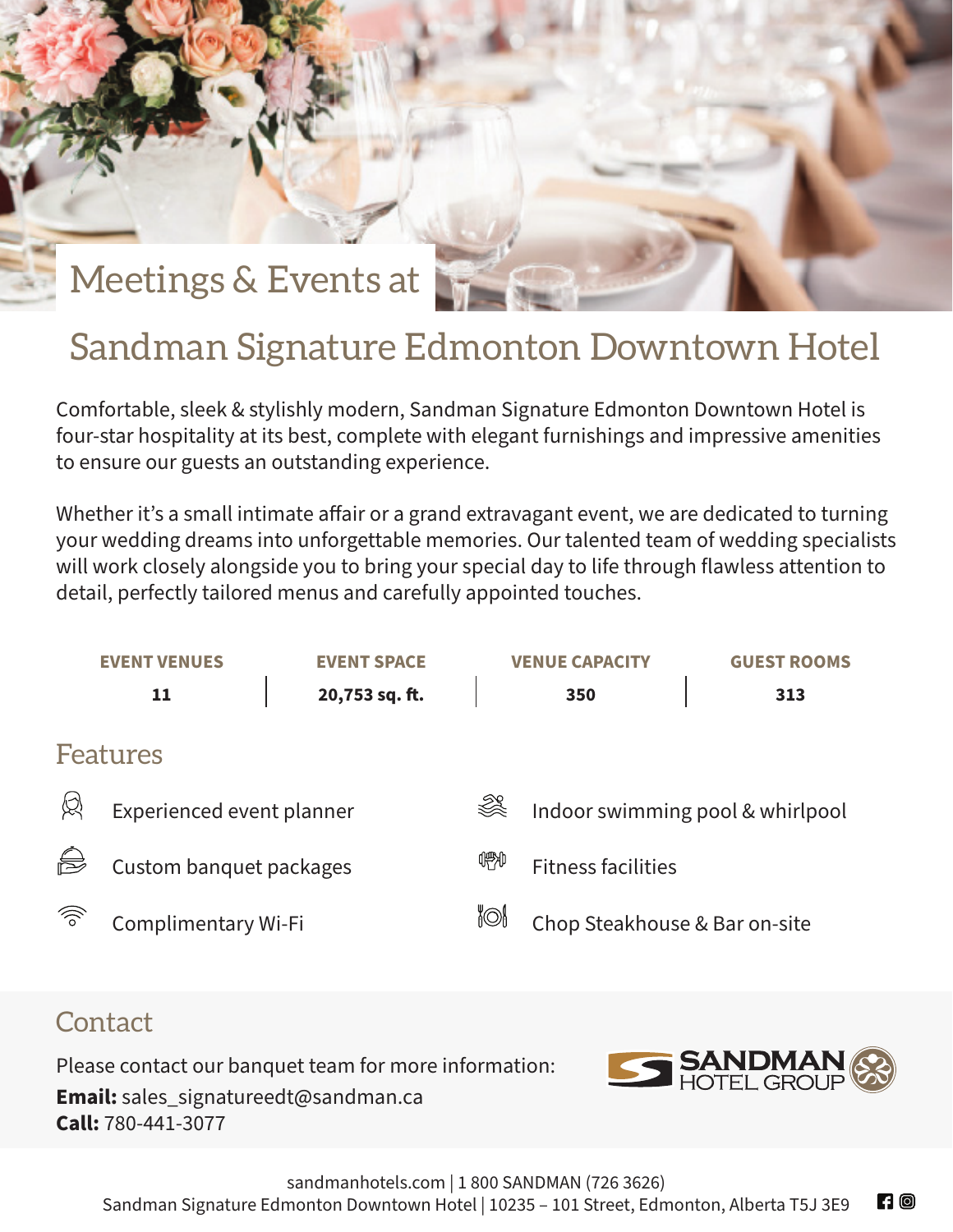# Meetings & Events at Sandman Signature Edmonton Downtown Hotel

Comfortable, sleek & stylishly modern, Sandman Signature Edmonton Downtown Hotel is four-star hospitality at its best, complete with elegant furnishings and impressive amenities to ensure our guests an outstanding experience.

Whether it's a small intimate affair or a grand extravagant event, we are dedicated to turning your wedding dreams into unforgettable memories. Our talented team of wedding specialists will work closely alongside you to bring your special day to life through flawless attention to detail, perfectly tailored menus and carefully appointed touches.

| EVENT VENUES | EVENT SPACE | VENUE CAPACITY | GUEST ROOMS |
|---|---|---|---|
| **11** | **20,753 sq. ft.** | **350** | **313** |

## Features

- Experienced event planner
- Custom banquet packages
- Complimentary Wi-Fi
- Indoor swimming pool & whirlpool
- Fitness facilities
- Chop Steakhouse & Bar on-site

## Contact

Please contact our banquet team for more information:
**Email:** sales_signatureedt@sandman.ca
**Call:** 780-441-3077

SANDMAN HOTEL GROUP

sandmanhotels.com | 1 800 SANDMAN (726 3626)
Sandman Signature Edmonton Downtown Hotel | 10235 – 101 Street, Edmonton, Alberta T5J 3E9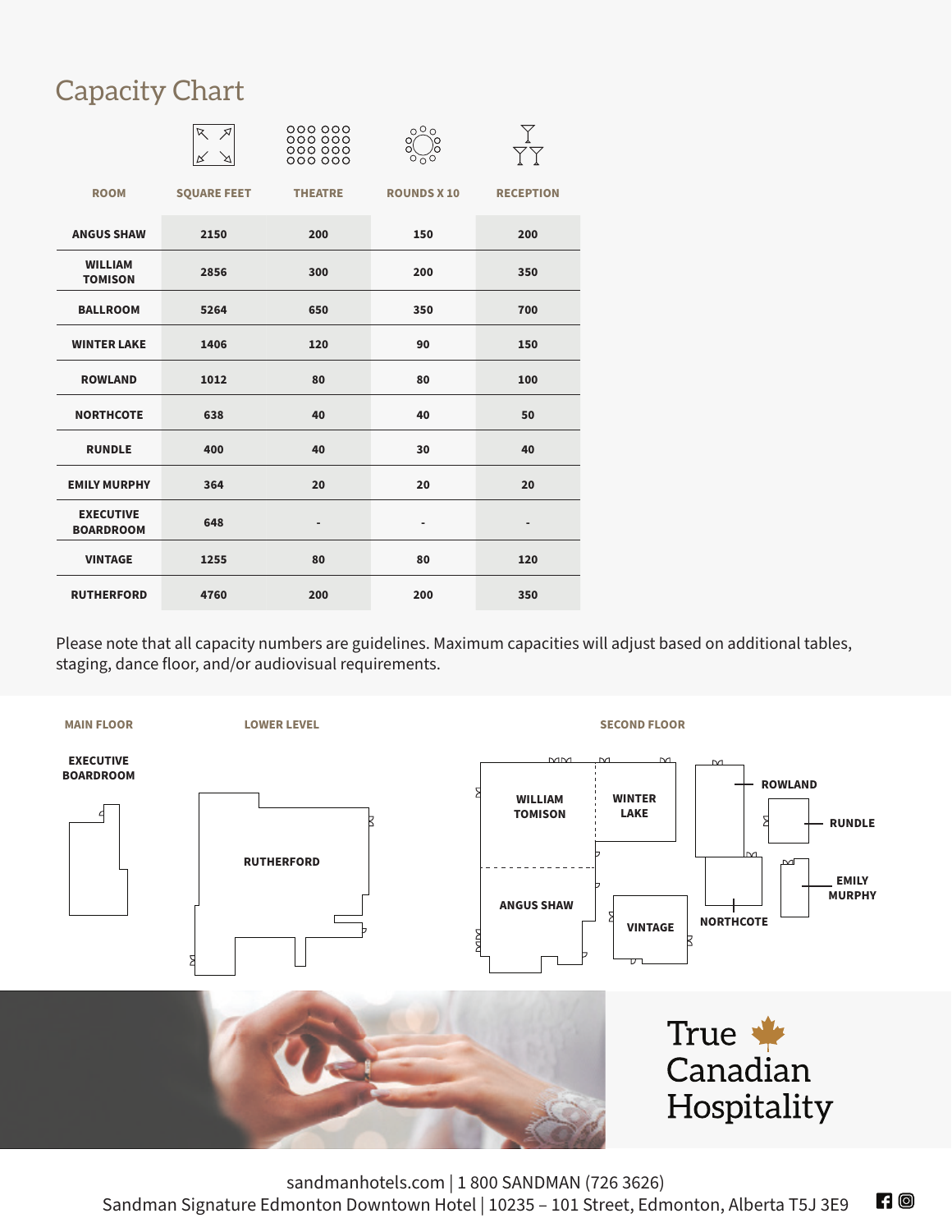# Capacity Chart

| ROOM | SQUARE FEET | THEATRE | ROUNDS X 10 | RECEPTION |
|---|---|---|---|---|
| ANGUS SHAW | 2150 | 200 | 150 | 200 |
| WILLIAM TOMISON | 2856 | 300 | 200 | 350 |
| BALLROOM | 5264 | 650 | 350 | 700 |
| WINTER LAKE | 1406 | 120 | 90 | 150 |
| ROWLAND | 1012 | 80 | 80 | 100 |
| NORTHCOTE | 638 | 40 | 40 | 50 |
| RUNDLE | 400 | 40 | 30 | 40 |
| EMILY MURPHY | 364 | 20 | 20 | 20 |
| EXECUTIVE BOARDROOM | 648 | - | - | - |
| VINTAGE | 1255 | 80 | 80 | 120 |
| RUTHERFORD | 4760 | 200 | 200 | 350 |

Please note that all capacity numbers are guidelines. Maximum capacities will adjust based on additional tables, staging, dance floor, and/or audiovisual requirements.

MAIN FLOOR

EXECUTIVE BOARDROOM

LOWER LEVEL

RUTHERFORD

SECOND FLOOR

WILLIAM TOMISON

WINTER LAKE

ANGUS SHAW

VINTAGE

ROWLAND

RUNDLE

NORTHCOTE

EMILY MURPHY

True Canadian Hospitality

sandmanhotels.com | 1 800 SANDMAN (726 3626)

Sandman Signature Edmonton Downtown Hotel | 10235 – 101 Street, Edmonton, Alberta T5J 3E9